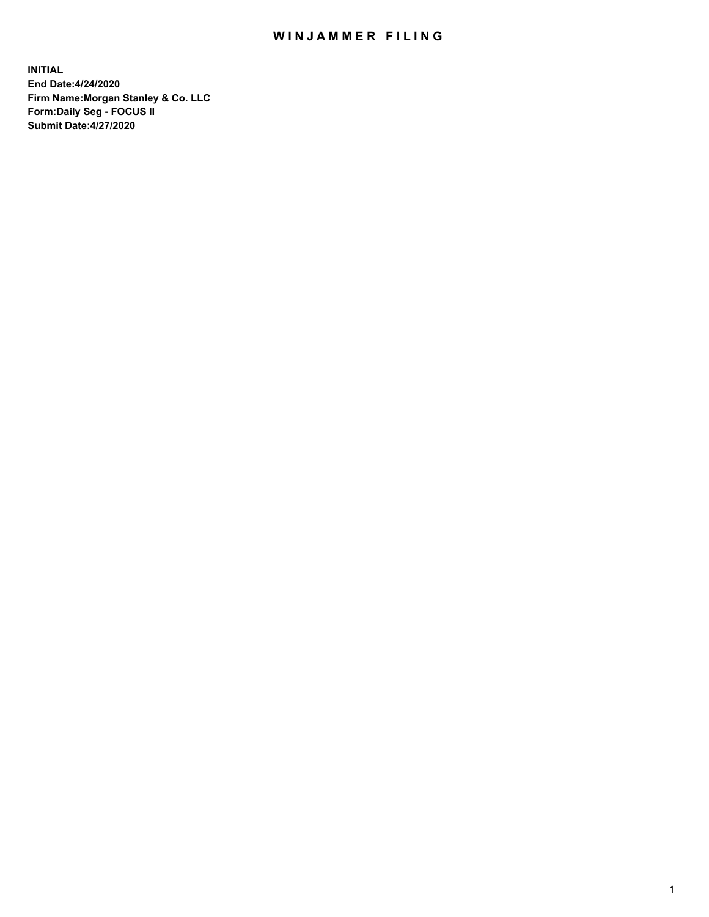# WINJAMMER FILING

**INITIAL**
**End Date:4/24/2020**
**Firm Name:Morgan Stanley & Co. LLC**
**Form:Daily Seg - FOCUS II**
**Submit Date:4/27/2020**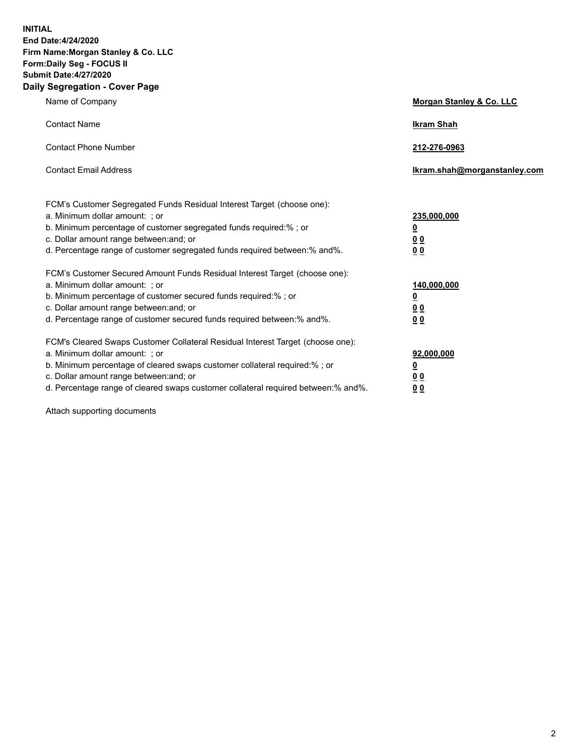**INITIAL**
**End Date:4/24/2020**
**Firm Name:Morgan Stanley & Co. LLC**
**Form:Daily Seg - FOCUS II**
**Submit Date:4/27/2020**

## Daily Segregation - Cover Page

| | |
|---|---|
| Name of Company | **Morgan Stanley & Co. LLC** |
| Contact Name | **Ikram Shah** |
| Contact Phone Number | **212-276-0963** |
| Contact Email Address | **Ikram.shah@morganstanley.com** |

| | |
|---|---|
| FCM's Customer Segregated Funds Residual Interest Target (choose one): | |
| a. Minimum dollar amount: ; or | **235,000,000** |
| b. Minimum percentage of customer segregated funds required:% ; or | **0** |
| c. Dollar amount range between:and; or | **0 0** |
| d. Percentage range of customer segregated funds required between:% and%. | **0 0** |

| | |
|---|---|
| FCM's Customer Secured Amount Funds Residual Interest Target (choose one): | |
| a. Minimum dollar amount: ; or | **140,000,000** |
| b. Minimum percentage of customer secured funds required:% ; or | **0** |
| c. Dollar amount range between:and; or | **0 0** |
| d. Percentage range of customer secured funds required between:% and%. | **0 0** |

| | |
|---|---|
| FCM's Cleared Swaps Customer Collateral Residual Interest Target (choose one): | |
| a. Minimum dollar amount: ; or | **92,000,000** |
| b. Minimum percentage of cleared swaps customer collateral required:% ; or | **0** |
| c. Dollar amount range between:and; or | **0 0** |
| d. Percentage range of cleared swaps customer collateral required between:% and%. | **0 0** |

Attach supporting documents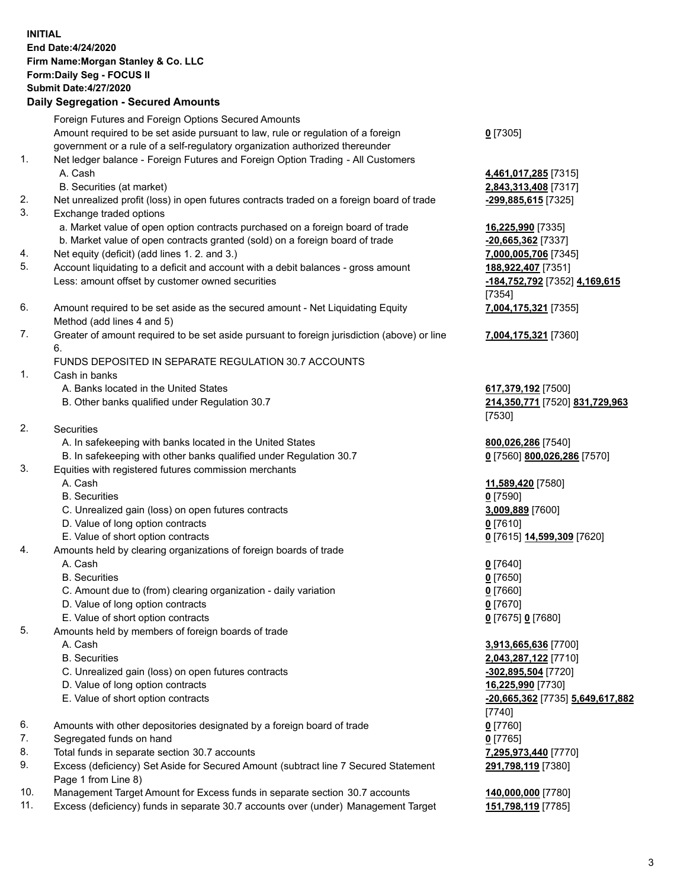**INITIAL**
**End Date:4/24/2020**
**Firm Name:Morgan Stanley & Co. LLC**
**Form:Daily Seg - FOCUS II**
**Submit Date:4/27/2020**

## Daily Segregation - Secured Amounts

| | | |
|---|---|---|
| | Foreign Futures and Foreign Options Secured Amounts | |
| | Amount required to be set aside pursuant to law, rule or regulation of a foreign government or a rule of a self-regulatory organization authorized thereunder | **0** [7305] |
| 1. | Net ledger balance - Foreign Futures and Foreign Option Trading - All Customers | |
| | A. Cash | **4,461,017,285** [7315] |
| | B. Securities (at market) | **2,843,313,408** [7317] |
| 2. | Net unrealized profit (loss) in open futures contracts traded on a foreign board of trade | **-299,885,615** [7325] |
| 3. | Exchange traded options | |
| | a. Market value of open option contracts purchased on a foreign board of trade | **16,225,990** [7335] |
| | b. Market value of open contracts granted (sold) on a foreign board of trade | **-20,665,362** [7337] |
| 4. | Net equity (deficit) (add lines 1. 2. and 3.) | **7,000,005,706** [7345] |
| 5. | Account liquidating to a deficit and account with a debit balances - gross amount | **188,922,407** [7351] |
| | Less: amount offset by customer owned securities | **-184,752,792** [7352] **4,169,615** [7354] |
| 6. | Amount required to be set aside as the secured amount - Net Liquidating Equity Method (add lines 4 and 5) | **7,004,175,321** [7355] |
| 7. | Greater of amount required to be set aside pursuant to foreign jurisdiction (above) or line 6. | **7,004,175,321** [7360] |
| | FUNDS DEPOSITED IN SEPARATE REGULATION 30.7 ACCOUNTS | |
| 1. | Cash in banks | |
| | A. Banks located in the United States | **617,379,192** [7500] |
| | B. Other banks qualified under Regulation 30.7 | **214,350,771** [7520] **831,729,963** [7530] |
| 2. | Securities | |
| | A. In safekeeping with banks located in the United States | **800,026,286** [7540] |
| | B. In safekeeping with other banks qualified under Regulation 30.7 | **0** [7560] **800,026,286** [7570] |
| 3. | Equities with registered futures commission merchants | |
| | A. Cash | **11,589,420** [7580] |
| | B. Securities | **0** [7590] |
| | C. Unrealized gain (loss) on open futures contracts | **3,009,889** [7600] |
| | D. Value of long option contracts | **0** [7610] |
| | E. Value of short option contracts | **0** [7615] **14,599,309** [7620] |
| 4. | Amounts held by clearing organizations of foreign boards of trade | |
| | A. Cash | **0** [7640] |
| | B. Securities | **0** [7650] |
| | C. Amount due to (from) clearing organization - daily variation | **0** [7660] |
| | D. Value of long option contracts | **0** [7670] |
| | E. Value of short option contracts | **0** [7675] **0** [7680] |
| 5. | Amounts held by members of foreign boards of trade | |
| | A. Cash | **3,913,665,636** [7700] |
| | B. Securities | **2,043,287,122** [7710] |
| | C. Unrealized gain (loss) on open futures contracts | **-302,895,504** [7720] |
| | D. Value of long option contracts | **16,225,990** [7730] |
| | E. Value of short option contracts | **-20,665,362** [7735] **5,649,617,882** [7740] |
| 6. | Amounts with other depositories designated by a foreign board of trade | **0** [7760] |
| 7. | Segregated funds on hand | **0** [7765] |
| 8. | Total funds in separate section 30.7 accounts | **7,295,973,440** [7770] |
| 9. | Excess (deficiency) Set Aside for Secured Amount (subtract line 7 Secured Statement Page 1 from Line 8) | **291,798,119** [7380] |
| 10. | Management Target Amount for Excess funds in separate section 30.7 accounts | **140,000,000** [7780] |
| 11. | Excess (deficiency) funds in separate 30.7 accounts over (under) Management Target | **151,798,119** [7785] |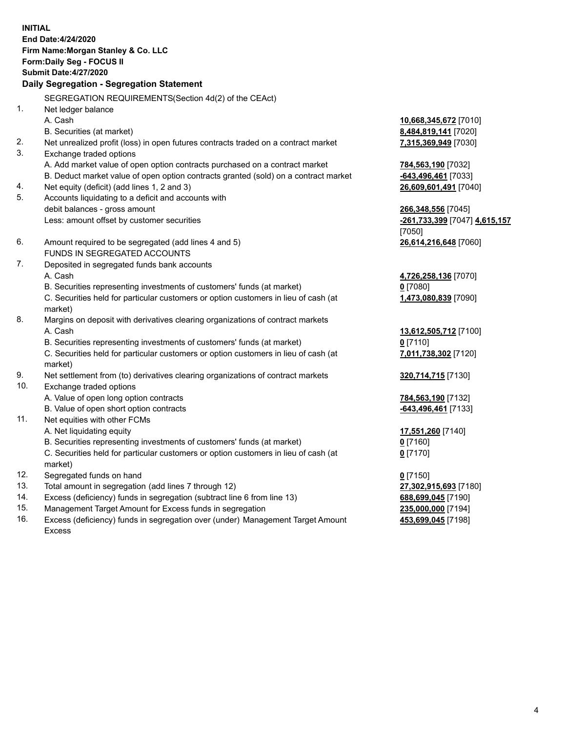**INITIAL**
**End Date:4/24/2020**
**Firm Name:Morgan Stanley & Co. LLC**
**Form:Daily Seg - FOCUS II**
**Submit Date:4/27/2020**

## Daily Segregation - Segregation Statement

SEGREGATION REQUIREMENTS(Section 4d(2) of the CEAct)

| | | |
|---|---|---|
| 1. | Net ledger balance | |
| | A. Cash | **10,668,345,672** [7010] |
| | B. Securities (at market) | **8,484,819,141** [7020] |
| 2. | Net unrealized profit (loss) in open futures contracts traded on a contract market | **7,315,369,949** [7030] |
| 3. | Exchange traded options | |
| | A. Add market value of open option contracts purchased on a contract market | **784,563,190** [7032] |
| | B. Deduct market value of open option contracts granted (sold) on a contract market | **-643,496,461** [7033] |
| 4. | Net equity (deficit) (add lines 1, 2 and 3) | **26,609,601,491** [7040] |
| 5. | Accounts liquidating to a deficit and accounts with debit balances - gross amount | **266,348,556** [7045] |
| | Less: amount offset by customer securities | **-261,733,399** [7047] **4,615,157** [7050] |
| 6. | Amount required to be segregated (add lines 4 and 5) | **26,614,216,648** [7060] |
| | FUNDS IN SEGREGATED ACCOUNTS | |
| 7. | Deposited in segregated funds bank accounts | |
| | A. Cash | **4,726,258,136** [7070] |
| | B. Securities representing investments of customers' funds (at market) | **0** [7080] |
| | C. Securities held for particular customers or option customers in lieu of cash (at market) | **1,473,080,839** [7090] |
| 8. | Margins on deposit with derivatives clearing organizations of contract markets | |
| | A. Cash | **13,612,505,712** [7100] |
| | B. Securities representing investments of customers' funds (at market) | **0** [7110] |
| | C. Securities held for particular customers or option customers in lieu of cash (at market) | **7,011,738,302** [7120] |
| 9. | Net settlement from (to) derivatives clearing organizations of contract markets | **320,714,715** [7130] |
| 10. | Exchange traded options | |
| | A. Value of open long option contracts | **784,563,190** [7132] |
| | B. Value of open short option contracts | **-643,496,461** [7133] |
| 11. | Net equities with other FCMs | |
| | A. Net liquidating equity | **17,551,260** [7140] |
| | B. Securities representing investments of customers' funds (at market) | **0** [7160] |
| | C. Securities held for particular customers or option customers in lieu of cash (at market) | **0** [7170] |
| 12. | Segregated funds on hand | **0** [7150] |
| 13. | Total amount in segregation (add lines 7 through 12) | **27,302,915,693** [7180] |
| 14. | Excess (deficiency) funds in segregation (subtract line 6 from line 13) | **688,699,045** [7190] |
| 15. | Management Target Amount for Excess funds in segregation | **235,000,000** [7194] |
| 16. | Excess (deficiency) funds in segregation over (under) Management Target Amount Excess | **453,699,045** [7198] |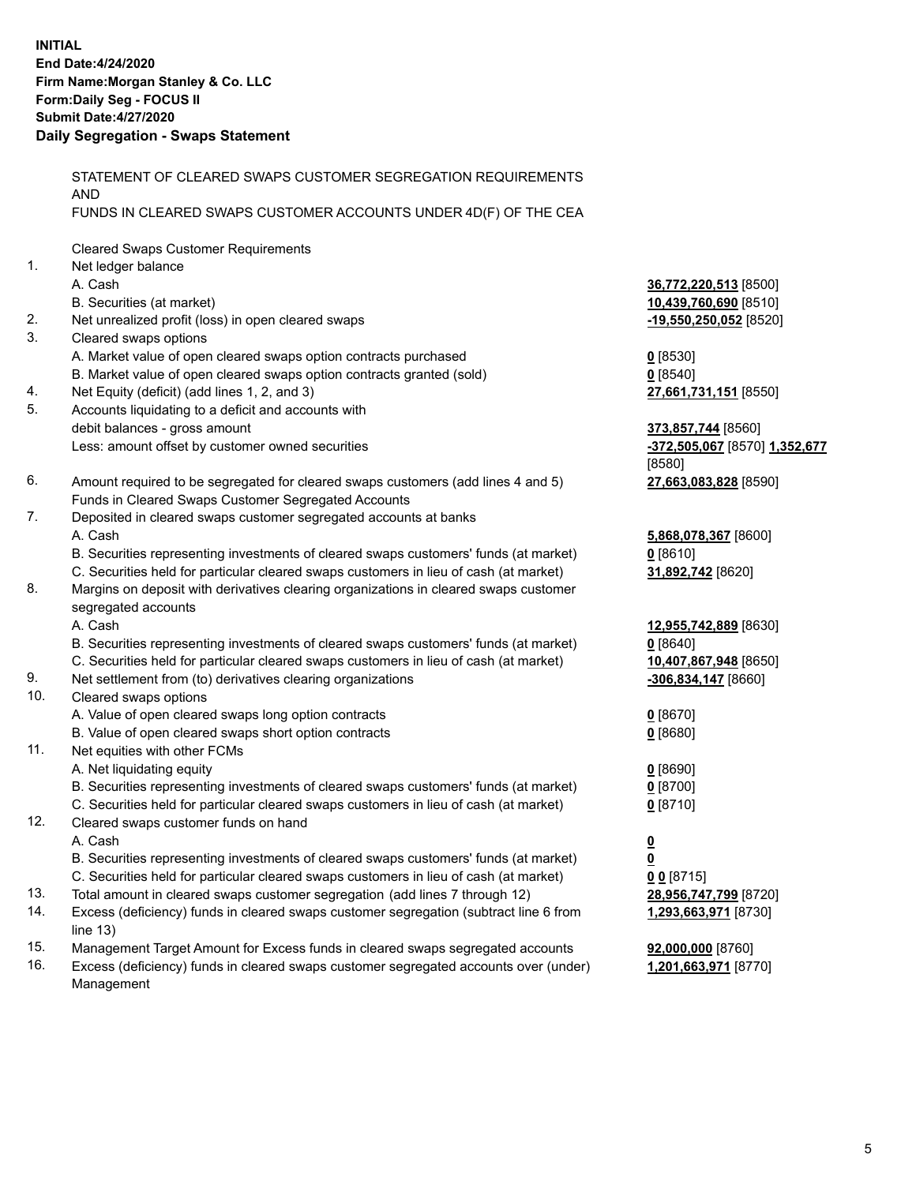**INITIAL**
**End Date:4/24/2020**
**Firm Name:Morgan Stanley & Co. LLC**
**Form:Daily Seg - FOCUS II**
**Submit Date:4/27/2020**
**Daily Segregation - Swaps Statement**

STATEMENT OF CLEARED SWAPS CUSTOMER SEGREGATION REQUIREMENTS AND FUNDS IN CLEARED SWAPS CUSTOMER ACCOUNTS UNDER 4D(F) OF THE CEA

| | | |
|---|---|---|
| | Cleared Swaps Customer Requirements | |
| 1. | Net ledger balance | |
| | A. Cash | **36,772,220,513** [8500] |
| | B. Securities (at market) | **10,439,760,690** [8510] |
| 2. | Net unrealized profit (loss) in open cleared swaps | **-19,550,250,052** [8520] |
| 3. | Cleared swaps options | |
| | A. Market value of open cleared swaps option contracts purchased | **0** [8530] |
| | B. Market value of open cleared swaps option contracts granted (sold) | **0** [8540] |
| 4. | Net Equity (deficit) (add lines 1, 2, and 3) | **27,661,731,151** [8550] |
| 5. | Accounts liquidating to a deficit and accounts with debit balances - gross amount | **373,857,744** [8560] |
| | Less: amount offset by customer owned securities | **-372,505,067** [8570] **1,352,677** [8580] |
| 6. | Amount required to be segregated for cleared swaps customers (add lines 4 and 5) | **27,663,083,828** [8590] |
| | Funds in Cleared Swaps Customer Segregated Accounts | |
| 7. | Deposited in cleared swaps customer segregated accounts at banks | |
| | A. Cash | **5,868,078,367** [8600] |
| | B. Securities representing investments of cleared swaps customers' funds (at market) | **0** [8610] |
| | C. Securities held for particular cleared swaps customers in lieu of cash (at market) | **31,892,742** [8620] |
| 8. | Margins on deposit with derivatives clearing organizations in cleared swaps customer segregated accounts | |
| | A. Cash | **12,955,742,889** [8630] |
| | B. Securities representing investments of cleared swaps customers' funds (at market) | **0** [8640] |
| | C. Securities held for particular cleared swaps customers in lieu of cash (at market) | **10,407,867,948** [8650] |
| 9. | Net settlement from (to) derivatives clearing organizations | **-306,834,147** [8660] |
| 10. | Cleared swaps options | |
| | A. Value of open cleared swaps long option contracts | **0** [8670] |
| | B. Value of open cleared swaps short option contracts | **0** [8680] |
| 11. | Net equities with other FCMs | |
| | A. Net liquidating equity | **0** [8690] |
| | B. Securities representing investments of cleared swaps customers' funds (at market) | **0** [8700] |
| | C. Securities held for particular cleared swaps customers in lieu of cash (at market) | **0** [8710] |
| 12. | Cleared swaps customer funds on hand | |
| | A. Cash | **0** |
| | B. Securities representing investments of cleared swaps customers' funds (at market) | **0** |
| | C. Securities held for particular cleared swaps customers in lieu of cash (at market) | **0** **0** [8715] |
| 13. | Total amount in cleared swaps customer segregation (add lines 7 through 12) | **28,956,747,799** [8720] |
| 14. | Excess (deficiency) funds in cleared swaps customer segregation (subtract line 6 from line 13) | **1,293,663,971** [8730] |
| 15. | Management Target Amount for Excess funds in cleared swaps segregated accounts | **92,000,000** [8760] |
| 16. | Excess (deficiency) funds in cleared swaps customer segregated accounts over (under) Management | **1,201,663,971** [8770] |